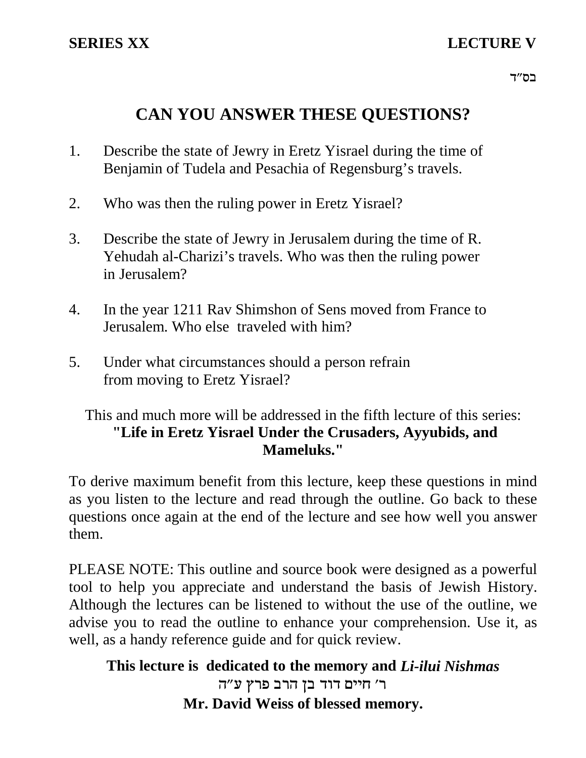**SERIES XX** **LECTURE V**

בס״ד

# CAN YOU ANSWER THESE QUESTIONS?

1. Describe the state of Jewry in Eretz Yisrael during the time of Benjamin of Tudela and Pesachia of Regensburg's travels.

2. Who was then the ruling power in Eretz Yisrael?

3. Describe the state of Jewry in Jerusalem during the time of R. Yehudah al-Charizi's travels. Who was then the ruling power in Jerusalem?

4. In the year 1211 Rav Shimshon of Sens moved from France to Jerusalem. Who else traveled with him?

5. Under what circumstances should a person refrain from moving to Eretz Yisrael?

This and much more will be addressed in the fifth lecture of this series:
**"Life in Eretz Yisrael Under the Crusaders, Ayyubids, and Mameluks."**

To derive maximum benefit from this lecture, keep these questions in mind as you listen to the lecture and read through the outline. Go back to these questions once again at the end of the lecture and see how well you answer them.

PLEASE NOTE: This outline and source book were designed as a powerful tool to help you appreciate and understand the basis of Jewish History. Although the lectures can be listened to without the use of the outline, we advise you to read the outline to enhance your comprehension. Use it, as well, as a handy reference guide and for quick review.

**This lecture is dedicated to the memory and *Li-ilui Nishmas***
**ר׳ חיים דוד בן הרב פרץ ע״ה**
**Mr. David Weiss of blessed memory.**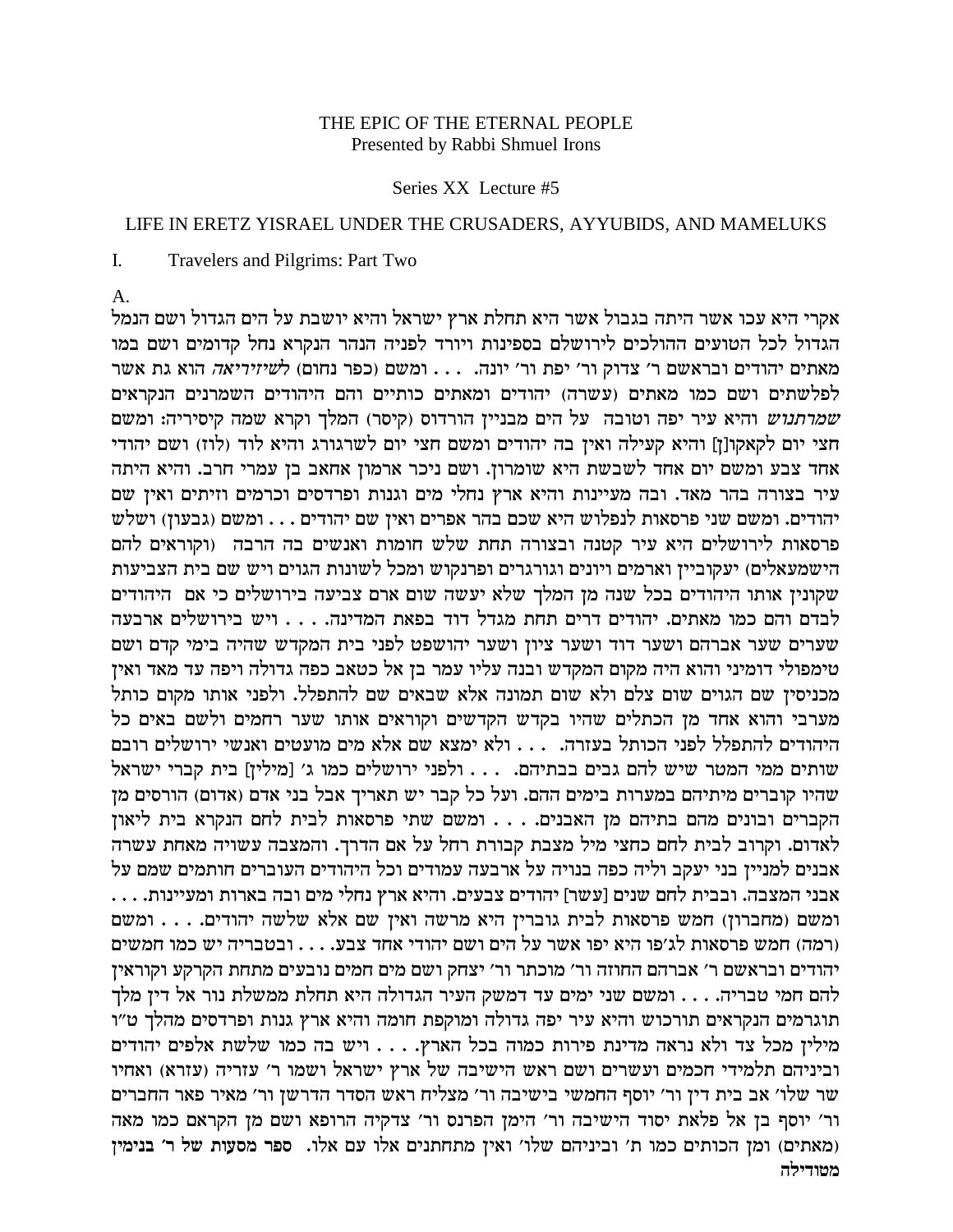THE EPIC OF THE ETERNAL PEOPLE
Presented by Rabbi Shmuel Irons

Series XX Lecture #5

LIFE IN ERETZ YISRAEL UNDER THE CRUSADERS, AYYUBIDS, AND MAMELUKS

I. Travelers and Pilgrims: Part Two

A.

אקרי היא עכו אשר היתה בגבול אשר היא תחלת ארץ ישראל והיא יושבת על הים הגדול ושם הנמל הגדול לכל הטועים ההולכים לירושלם בספינות ויורד לפניה הנהר הנקרא נחל קדומים ושם כמו מאתים יהודים ובראשם ר׳ צדוק ור׳ יפת ור׳ יונה. . . . ומשם (כפר נחום) *לשיזידיאה* הוא גת אשר לפלשתים ושם כמו מאתים (עשרה) יהודים ומאתים כותיים והם היהודים השמרנים הנקראים *שמרתנוש* והיא עיר יפה וטובה על הים מבניין הורדוס (קיסר) המלך וקרא שמה קיסריה: ומשם חצי יום לקאקו[ן] והיא קעילה ואין בה יהודים ומשם חצי יום לשרגורג והיא לוד (לוז) ושם יהודי אחד צבע ומשם יום אחד לשבשת היא שומרון. ושם ניכר ארמון אחאב בן עמרי חרב. והיא היתה עיר בצורה בהר מאד. ובה מעיינות והיא ארץ נחלי מים וגנות ופרדסים וכרמים וזיתים ואין שם יהודים. ומשם שני פרסאות לנפלוש היא שכם בהר אפרים ואין שם יהודים . . . ומשם (גבעון) ושלש פרסאות לירושלים היא עיר קטנה ובצורה תחת שלש חומות ואנשים בה הרבה (וקוראים להם הישמעאלים) יעקוביין וארמים ויונים וגורגרים ופרנקוש ומכל לשונות הגוים ויש שם בית הצביעות שקונין אותו היהודים בכל שנה מן המלך שלא יעשה שום ארם צביעה בירושלים כי אם היהודים לבדם והם כמו מאתים. יהודים דרים תחת מגדל דוד בפאת המדינה. . . . ויש בירושלים ארבעה שערים שער אברהם ושער דוד ושער ציון ושער יהושפט לפני בית המקדש שהיה בימי קדם ושם טימפולי דומיני והוא היה מקום המקדש ובנה עליו עמר בן אל כטאב כפה גדולה ויפה עד מאד ואין מכניסין שם הגוים שום צלם ולא שום תמונה אלא שבאים שם להתפלל. ולפני אותו מקום כותל מערבי והוא אחד מן הכתלים שהיו בקדש הקדשים וקוראים אותו שער רחמים ולשם באים כל היהודים להתפלל לפני הכותל בעזרה. . . . ולא ימצא שם אלא מים מועטים ואנשי ירושלים רובם שותים ממי המטר שיש להם גבים בבתיהם. . . . ולפני ירושלים כמו ג׳ [מילין] בית קברי ישראל שהיו קוברים מיתיהם במערות בימים ההם. ועל כל קבר יש תאריך אבל בני אדם (אדום) הורסים מן הקברים ובונים מהם בתיהם מן האבנים. . . . ומשם שתי פרסאות לבית לחם הנקרא בית ליאון לאדום. וקרוב לבית לחם כחצי מיל מצבת קבורת רחל על אם הדרך. והמצבה עשויה מאחת עשרה אבנים למניין בני יעקב וליה כפה בנויה על ארבעה עמודים וכל היהודים העוברים חותמים שמם על אבני המצבה. ובבית לחם שנים [עשר] יהודים צבעים. והיא ארץ נחלי מים ובה בארות ומעיינות. . . . ומשם (מחברון) חמש פרסאות לבית גוברין היא מרשה ואין שם אלא שלשה יהודים. . . . ומשם (רמה) חמש פרסאות לג׳פו היא יפו אשר על הים ושם יהודי אחד צבע. . . . ובטבריה יש כמו חמשים יהודים ובראשם ר׳ אברהם החוזה ור׳ מוכתר ור׳ יצחק ושם מים חמים נובעים מתחת הקרקע וקוראין להם חמי טבריה. . . . ומשם שני ימים עד דמשק העיר הגדולה היא תחלת ממשלת נור אל דין מלך תוגרמים הנקראים תורכוש והיא עיר יפה גדולה ומוקפת חומה והיא ארץ גנות ופרדסים מהלך ט״ו מילין מכל צד ולא נראה מדינת פירות כמוה בכל הארץ. . . . ויש בה כמו שלשת אלפים יהודים וביניהם תלמידי חכמים ועשרים ושם ראש הישיבה של ארץ ישראל ושמו ר׳ עזריה (עזרא) ואחיו שר שלו׳ אב בית דין ור׳ יוסף החמשי בישיבה ור׳ מצליח ראש הסדר הדרשן ור׳ מאיר פאר החברים ור׳ יוסף בן אל פלאת יסוד הישיבה ור׳ הימן הפרנס ור׳ צדקיה הרופא ושם מן הקראם כמו מאה (מאתים) ומן הכותים כמו ת׳ וביניהם שלו׳ ואין מתחתנים אלו עם אלו. **ספר מסעות של ר׳ בנימין מטודילה**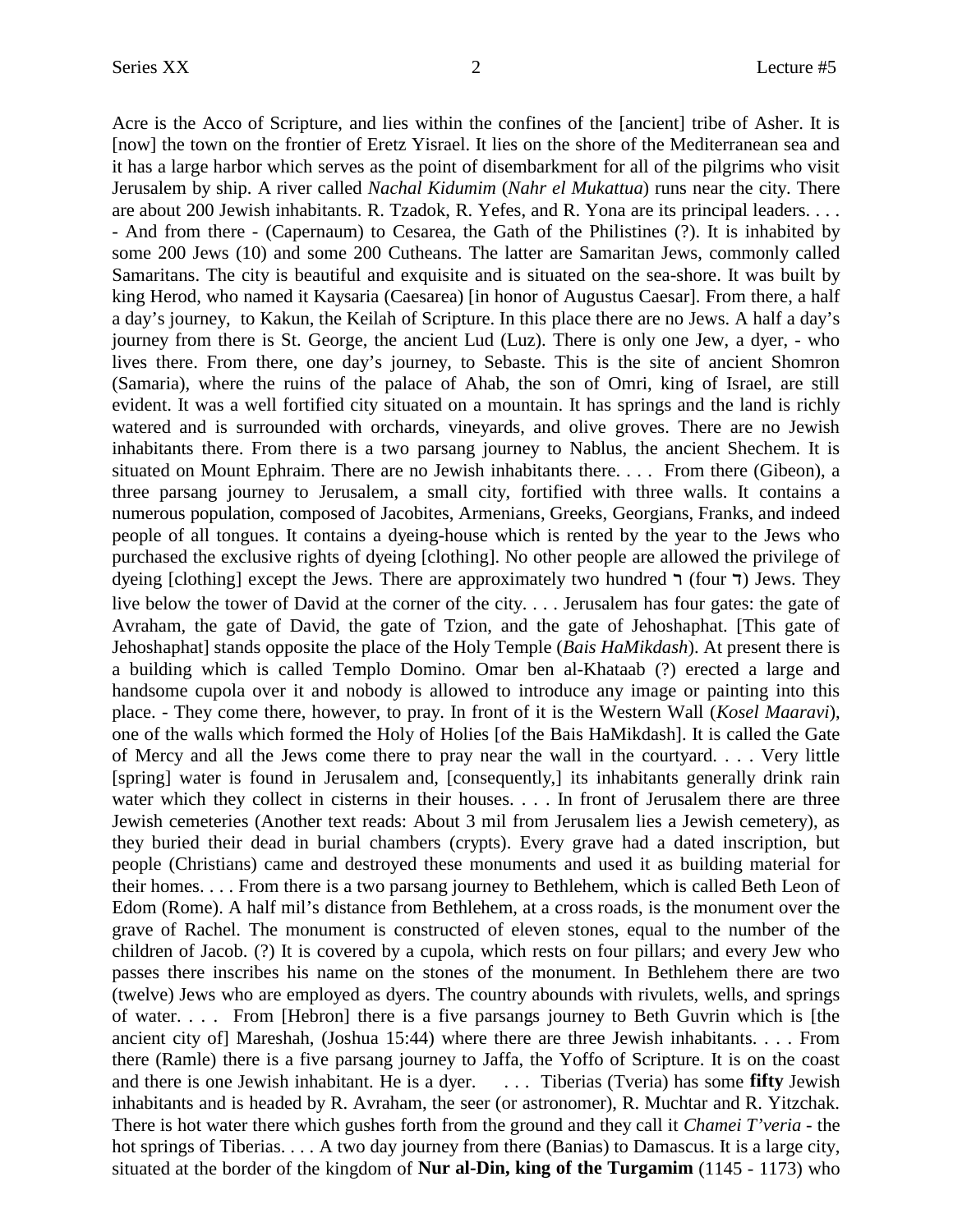Acre is the Acco of Scripture, and lies within the confines of the [ancient] tribe of Asher. It is [now] the town on the frontier of Eretz Yisrael. It lies on the shore of the Mediterranean sea and it has a large harbor which serves as the point of disembarkment for all of the pilgrims who visit Jerusalem by ship. A river called *Nachal Kidumim* (*Nahr el Mukattua*) runs near the city. There are about 200 Jewish inhabitants. R. Tzadok, R. Yefes, and R. Yona are its principal leaders. . . . - And from there - (Capernaum) to Cesarea, the Gath of the Philistines (?). It is inhabited by some 200 Jews (10) and some 200 Cutheans. The latter are Samaritan Jews, commonly called Samaritans. The city is beautiful and exquisite and is situated on the sea-shore. It was built by king Herod, who named it Kaysaria (Caesarea) [in honor of Augustus Caesar]. From there, a half a day's journey, to Kakun, the Keilah of Scripture. In this place there are no Jews. A half a day's journey from there is St. George, the ancient Lud (Luz). There is only one Jew, a dyer, - who lives there. From there, one day's journey, to Sebaste. This is the site of ancient Shomron (Samaria), where the ruins of the palace of Ahab, the son of Omri, king of Israel, are still evident. It was a well fortified city situated on a mountain. It has springs and the land is richly watered and is surrounded with orchards, vineyards, and olive groves. There are no Jewish inhabitants there. From there is a two parsang journey to Nablus, the ancient Shechem. It is situated on Mount Ephraim. There are no Jewish inhabitants there. . . . From there (Gibeon), a three parsang journey to Jerusalem, a small city, fortified with three walls. It contains a numerous population, composed of Jacobites, Armenians, Greeks, Georgians, Franks, and indeed people of all tongues. It contains a dyeing-house which is rented by the year to the Jews who purchased the exclusive rights of dyeing [clothing]. No other people are allowed the privilege of dyeing [clothing] except the Jews. There are approximately two hundred ר (four ד) Jews. They live below the tower of David at the corner of the city. . . . Jerusalem has four gates: the gate of Avraham, the gate of David, the gate of Tzion, and the gate of Jehoshaphat. [This gate of Jehoshaphat] stands opposite the place of the Holy Temple (*Bais HaMikdash*). At present there is a building which is called Templo Domino. Omar ben al-Khataab (?) erected a large and handsome cupola over it and nobody is allowed to introduce any image or painting into this place. - They come there, however, to pray. In front of it is the Western Wall (*Kosel Maaravi*), one of the walls which formed the Holy of Holies [of the Bais HaMikdash]. It is called the Gate of Mercy and all the Jews come there to pray near the wall in the courtyard. . . . Very little [spring] water is found in Jerusalem and, [consequently,] its inhabitants generally drink rain water which they collect in cisterns in their houses. . . . In front of Jerusalem there are three Jewish cemeteries (Another text reads: About 3 mil from Jerusalem lies a Jewish cemetery), as they buried their dead in burial chambers (crypts). Every grave had a dated inscription, but people (Christians) came and destroyed these monuments and used it as building material for their homes. . . . From there is a two parsang journey to Bethlehem, which is called Beth Leon of Edom (Rome). A half mil's distance from Bethlehem, at a cross roads, is the monument over the grave of Rachel. The monument is constructed of eleven stones, equal to the number of the children of Jacob. (?) It is covered by a cupola, which rests on four pillars; and every Jew who passes there inscribes his name on the stones of the monument. In Bethlehem there are two (twelve) Jews who are employed as dyers. The country abounds with rivulets, wells, and springs of water. . . . From [Hebron] there is a five parsangs journey to Beth Guvrin which is [the ancient city of] Mareshah, (Joshua 15:44) where there are three Jewish inhabitants. . . . From there (Ramle) there is a five parsang journey to Jaffa, the Yoffo of Scripture. It is on the coast and there is one Jewish inhabitant. He is a dyer. . . . Tiberias (Tveria) has some **fifty** Jewish inhabitants and is headed by R. Avraham, the seer (or astronomer), R. Muchtar and R. Yitzchak. There is hot water there which gushes forth from the ground and they call it *Chamei T'veria* - the hot springs of Tiberias. . . . A two day journey from there (Banias) to Damascus. It is a large city, situated at the border of the kingdom of **Nur al-Din, king of the Turgamim** (1145 - 1173) who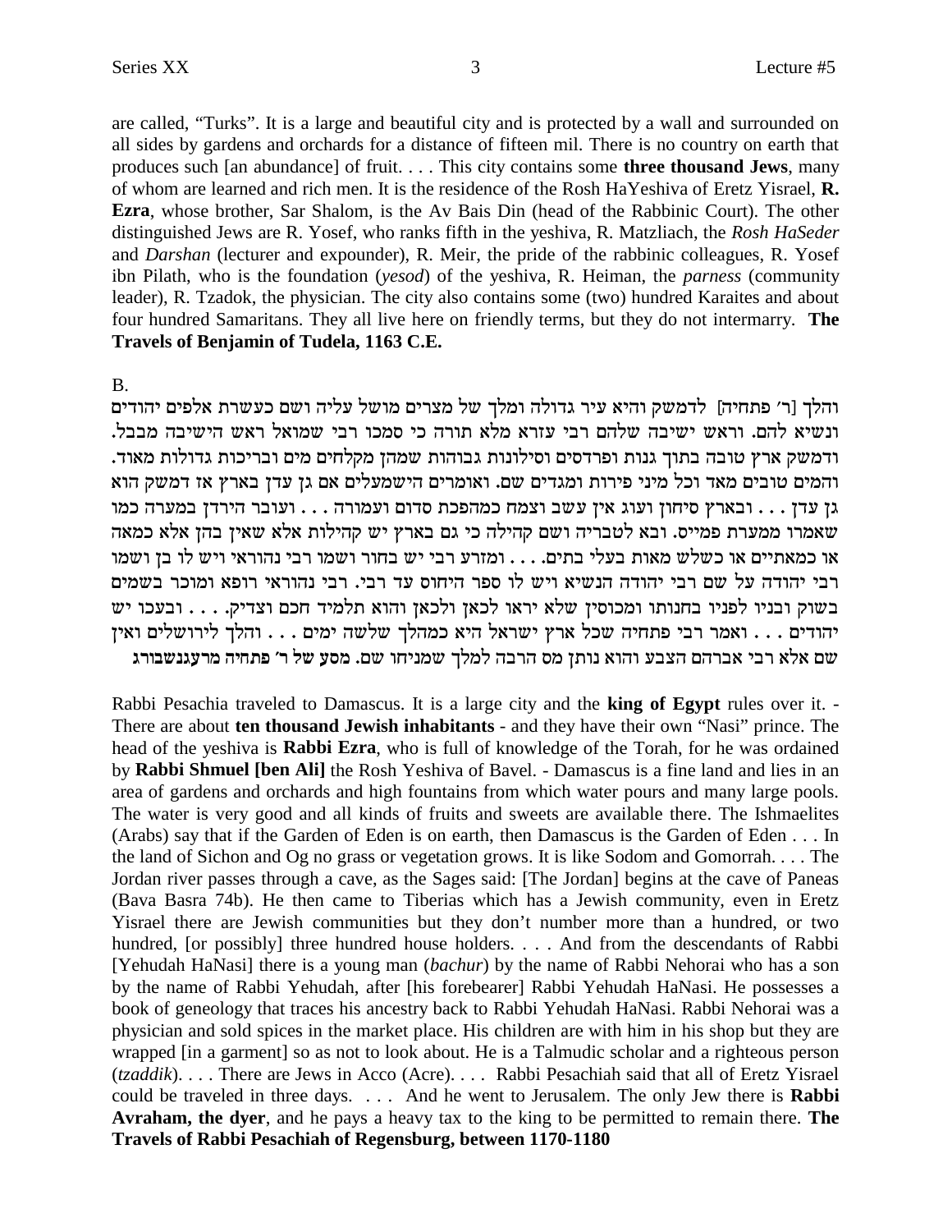are called, "Turks". It is a large and beautiful city and is protected by a wall and surrounded on all sides by gardens and orchards for a distance of fifteen mil. There is no country on earth that produces such [an abundance] of fruit. . . . This city contains some **three thousand Jews**, many of whom are learned and rich men. It is the residence of the Rosh HaYeshiva of Eretz Yisrael, **R. Ezra**, whose brother, Sar Shalom, is the Av Bais Din (head of the Rabbinic Court). The other distinguished Jews are R. Yosef, who ranks fifth in the yeshiva, R. Matzliach, the *Rosh HaSeder* and *Darshan* (lecturer and expounder), R. Meir, the pride of the rabbinic colleagues, R. Yosef ibn Pilath, who is the foundation (*yesod*) of the yeshiva, R. Heiman, the *parness* (community leader), R. Tzadok, the physician. The city also contains some (two) hundred Karaites and about four hundred Samaritans. They all live here on friendly terms, but they do not intermarry. **The Travels of Benjamin of Tudela, 1163 C.E.**

B.

והלך [ר' פתחיה] לדמשק והיא עיר גדולה ומלך של מצרים מושל עליה ושם כעשרת אלפים יהודים ונשיא להם. וראש ישיבה שלהם רבי עזרא מלא תורה כי סמכו רבי שמואל ראש הישיבה מבבל. ודמשק ארץ טובה בתוך גנות ופרדסים וסילונות גבוהות שמהן מקלחים מים ובריכות גדולות מאוד. והמים טובים מאד וכל מיני פירות ומגדים שם. ואומרים הישמעלים אם גן עדן בארץ אז דמשק הוא גן עדן . . . ובארץ סיחון ועוג אין עשב וצמח כמהפכת סדום ועמורה . . . ועובר הירדן במערה כמו שאמרו ממערת פמייס. ובא לטבריה ושם קהילה כי גם בארץ יש קהילות אלא שאין בהן אלא כמאה או כמאתיים או כשלש מאות בעלי בתים. . . . ומזרע רבי יש בחור ושמו רבי נהוראי ויש לו בן ושמו רבי יהודה על שם רבי יהודה הנשיא ויש לו ספר היחוס עד רבי. רבי נהוראי רופא ומוכר בשמים בשוק ובניו לפניו בחנותו ומכוסין שלא יראו לכאן ולכאן והוא תלמיד חכם וצדיק. . . . ובעכו יש יהודים . . . ואמר רבי פתחיה שכל ארץ ישראל היא כמהלך שלשה ימים . . . והלך לירושלים ואין שם אלא רבי אברהם הצבע והוא נותן מס הרבה למלך שמניחו שם. **מסע של ר' פתחיה מרעגנשבורג**

Rabbi Pesachia traveled to Damascus. It is a large city and the **king of Egypt** rules over it. - There are about **ten thousand Jewish inhabitants** - and they have their own "Nasi" prince. The head of the yeshiva is **Rabbi Ezra**, who is full of knowledge of the Torah, for he was ordained by **Rabbi Shmuel [ben Ali]** the Rosh Yeshiva of Bavel. - Damascus is a fine land and lies in an area of gardens and orchards and high fountains from which water pours and many large pools. The water is very good and all kinds of fruits and sweets are available there. The Ishmaelites (Arabs) say that if the Garden of Eden is on earth, then Damascus is the Garden of Eden . . . In the land of Sichon and Og no grass or vegetation grows. It is like Sodom and Gomorrah. . . . The Jordan river passes through a cave, as the Sages said: [The Jordan] begins at the cave of Paneas (Bava Basra 74b). He then came to Tiberias which has a Jewish community, even in Eretz Yisrael there are Jewish communities but they don't number more than a hundred, or two hundred, [or possibly] three hundred house holders. . . . And from the descendants of Rabbi [Yehudah HaNasi] there is a young man (*bachur*) by the name of Rabbi Nehorai who has a son by the name of Rabbi Yehudah, after [his forebearer] Rabbi Yehudah HaNasi. He possesses a book of geneology that traces his ancestry back to Rabbi Yehudah HaNasi. Rabbi Nehorai was a physician and sold spices in the market place. His children are with him in his shop but they are wrapped [in a garment] so as not to look about. He is a Talmudic scholar and a righteous person (*tzaddik*). . . . There are Jews in Acco (Acre). . . . Rabbi Pesachiah said that all of Eretz Yisrael could be traveled in three days. . . . And he went to Jerusalem. The only Jew there is **Rabbi Avraham, the dyer**, and he pays a heavy tax to the king to be permitted to remain there. **The Travels of Rabbi Pesachiah of Regensburg, between 1170-1180**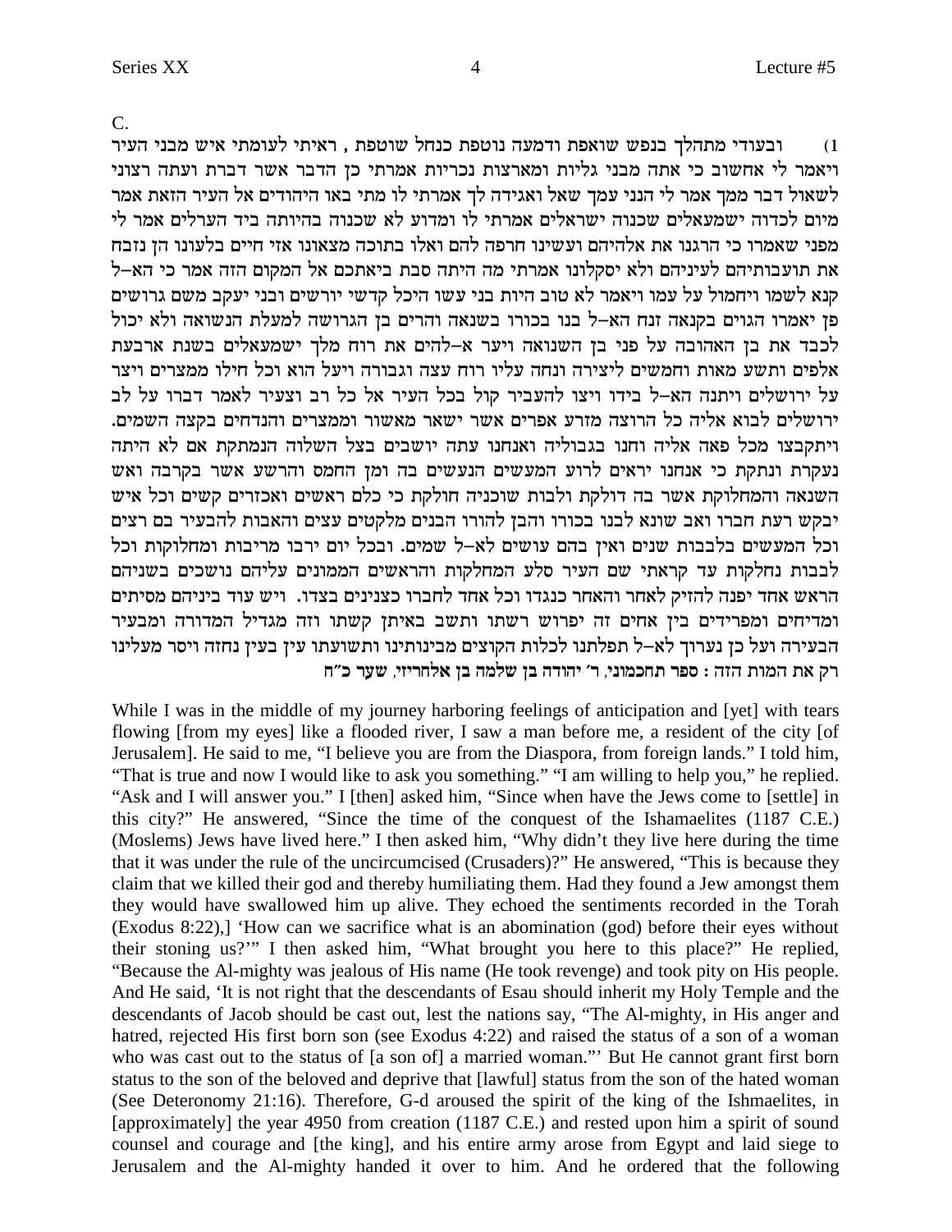C.

1) ובעודי מתהלך בנפש שואפת ודמעה נוטפת כנחל שוטפת , ראיתי לעומתי איש מבני העיר ויאמר לי אחשוב כי אתה מבני גליות ומארצות נכריות אמרתי כן הדבר אשר דברת ועתה רצוני לשאול דבר ממך אמר לי הנני עמך שאל ואגידה לך אמרתי לו מתי באו היהודים אל העיר הזאת אמר מיום לכדוה ישמעאלים שכנוה ישראלים אמרתי לו ומדוע לא שכנוה בהיותה ביד הערלים אמר לי מפני שאמרו כי הרגנו את אלהיהם ועשינו חרפה להם ואלו בתוכה מצאונו אזי חיים בלעונו הן נזבח את תועבותיהם לעיניהם ולא יסקלונו אמרתי מה היתה סבת ביאתכם אל המקום הזה אמר כי הא–ל קנא לשמו ויחמול על עמו ויאמר לא טוב היות בני עשו היכל קדשי יורשים ובני יעקב משם גרושים פן יאמרו הגוים בקנאה זנח הא–ל בנו בכורו בשנאה והרים בן הגרושה למעלת הנשואה ולא יכול לכבד את בן האהובה על פני בן השנואה ויער א–להים את רוח מלך ישמעאלים בשנת ארבעת אלפים ותשע מאות וחמשים ליצירה ונחה עליו רוח עצה וגבורה ויעל הוא וכל חילו ממצרים ויצר על ירושלים ויתנה הא–ל בידו ויצו להעביר קול בכל העיר אל כל רב וצעיר לאמר דברו על לב ירושלים לבוא אליה כל הרוצה מזרע אפרים אשר ישאר מאשור וממצרים והנדחים בקצה השמים. ויתקבצו מכל פאה אליה וחנו בגבוליה ואנחנו עתה יושבים בצל השלוה הנמתקת אם לא היתה נעקרת ונתקת כי אנחנו יראים לרוע המעשים הנעשים בה ומן החמס והרשע אשר בקרבה ואש השנאה והמחלוקת אשר בה דולקת ולבות שוכניה חולקת כי כלם ראשים ואכזרים קשים וכל איש יבקש רעת חברו ואב שונא לבנו בכורו והבן להורו הבנים מלקטים עצים והאבות להבעיר בם רצים וכל המעשים בלבבות שנים ואין בהם עושים לא–ל שמים. ובכל יום ירבו מריבות ומחלוקות וכל לבבות נחלקות עד קראתי שם העיר סלע המחלקות והראשים הממונים עליהם נושכים בשניהם הראש אחד יפנה להזיק לאחר והאחר כנגדו וכל אחד לחברו כצנינים בצדו. ויש עוד ביניהם מסיתים ומדיחים ומפרידים בין אחים זה יפרוש רשתו ותשב באיתן קשתו וזה מגדיל המדורה ומבעיר הבעירה ועל כן נערוך לא–ל תפלתנו לכלות הקוצים מבינותינו ותשועתו עין בעין נחזה ויסר מעלינו רק את המות הזה : **ספר תחכמוני, ר' יהודה בן שלמה בן אלחריזי, שער כ"ח**

While I was in the middle of my journey harboring feelings of anticipation and [yet] with tears flowing [from my eyes] like a flooded river, I saw a man before me, a resident of the city [of Jerusalem]. He said to me, "I believe you are from the Diaspora, from foreign lands." I told him, "That is true and now I would like to ask you something." "I am willing to help you," he replied. "Ask and I will answer you." I [then] asked him, "Since when have the Jews come to [settle] in this city?" He answered, "Since the time of the conquest of the Ishamaelites (1187 C.E.) (Moslems) Jews have lived here." I then asked him, "Why didn't they live here during the time that it was under the rule of the uncircumcised (Crusaders)?" He answered, "This is because they claim that we killed their god and thereby humiliating them. Had they found a Jew amongst them they would have swallowed him up alive. They echoed the sentiments recorded in the Torah (Exodus 8:22),] 'How can we sacrifice what is an abomination (god) before their eyes without their stoning us?'" I then asked him, "What brought you here to this place?" He replied, "Because the Al-mighty was jealous of His name (He took revenge) and took pity on His people. And He said, 'It is not right that the descendants of Esau should inherit my Holy Temple and the descendants of Jacob should be cast out, lest the nations say, "The Al-mighty, in His anger and hatred, rejected His first born son (see Exodus 4:22) and raised the status of a son of a woman who was cast out to the status of [a son of] a married woman."' But He cannot grant first born status to the son of the beloved and deprive that [lawful] status from the son of the hated woman (See Deteronomy 21:16). Therefore, G-d aroused the spirit of the king of the Ishmaelites, in [approximately] the year 4950 from creation (1187 C.E.) and rested upon him a spirit of sound counsel and courage and [the king], and his entire army arose from Egypt and laid siege to Jerusalem and the Al-mighty handed it over to him. And he ordered that the following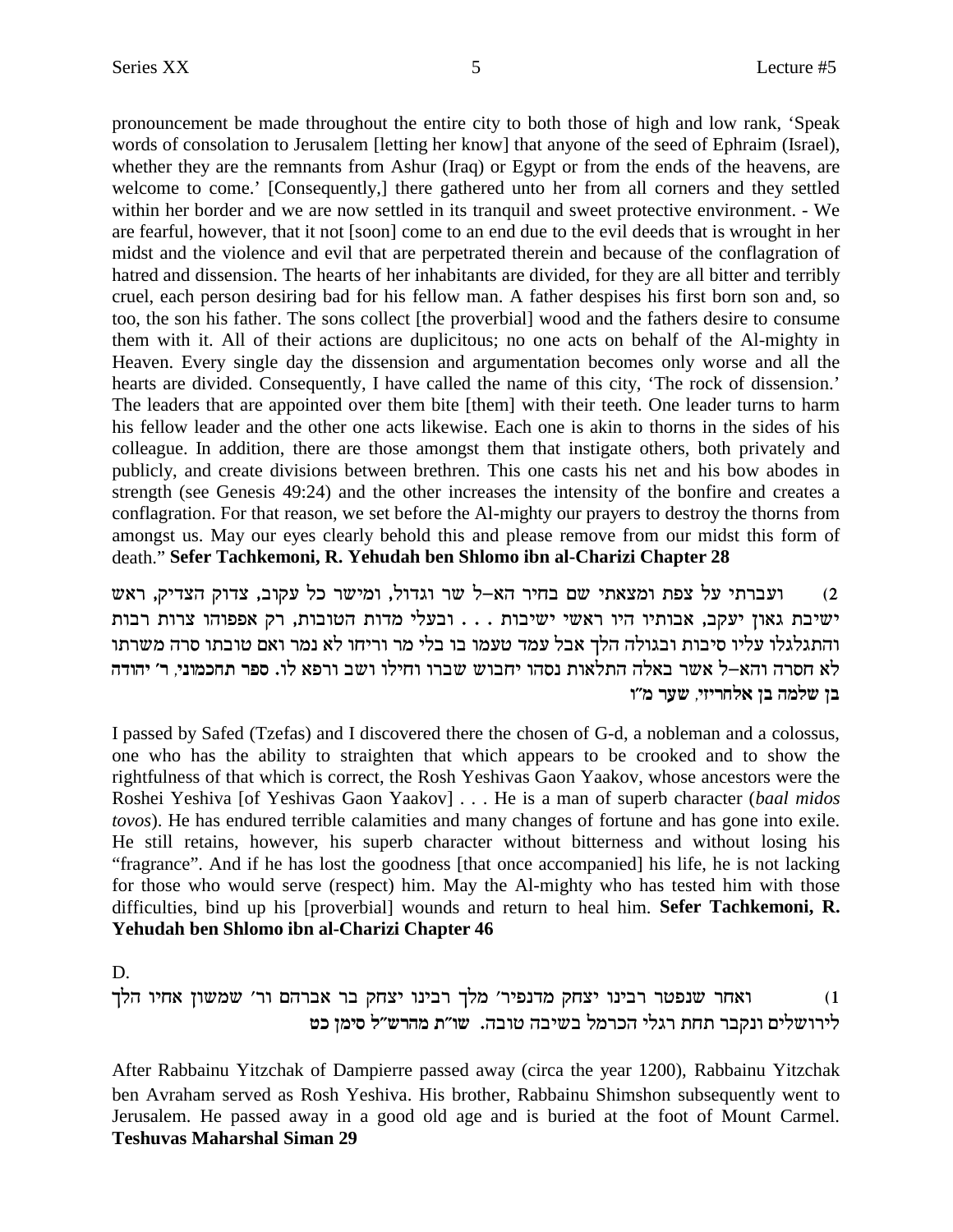pronouncement be made throughout the entire city to both those of high and low rank, 'Speak words of consolation to Jerusalem [letting her know] that anyone of the seed of Ephraim (Israel), whether they are the remnants from Ashur (Iraq) or Egypt or from the ends of the heavens, are welcome to come.' [Consequently,] there gathered unto her from all corners and they settled within her border and we are now settled in its tranquil and sweet protective environment. - We are fearful, however, that it not [soon] come to an end due to the evil deeds that is wrought in her midst and the violence and evil that are perpetrated therein and because of the conflagration of hatred and dissension. The hearts of her inhabitants are divided, for they are all bitter and terribly cruel, each person desiring bad for his fellow man. A father despises his first born son and, so too, the son his father. The sons collect [the proverbial] wood and the fathers desire to consume them with it. All of their actions are duplicitous; no one acts on behalf of the Al-mighty in Heaven. Every single day the dissension and argumentation becomes only worse and all the hearts are divided. Consequently, I have called the name of this city, 'The rock of dissension.' The leaders that are appointed over them bite [them] with their teeth. One leader turns to harm his fellow leader and the other one acts likewise. Each one is akin to thorns in the sides of his colleague. In addition, there are those amongst them that instigate others, both privately and publicly, and create divisions between brethren. This one casts his net and his bow abodes in strength (see Genesis 49:24) and the other increases the intensity of the bonfire and creates a conflagration. For that reason, we set before the Al-mighty our prayers to destroy the thorns from amongst us. May our eyes clearly behold this and please remove from our midst this form of death." **Sefer Tachkemoni, R. Yehudah ben Shlomo ibn al-Charizi Chapter 28**

2) ועברתי על צפת ומצאתי שם בחיר הא–ל שר וגדול, ומישר כל עקוב, צדוק הצדיק, ראש ישיבת גאון יעקב, אבותיו היו ראשי ישיבות . . . ובעלי מדות הטובות, רק אפפוהו צרות רבות והתגלגלו עליו סיבות ובגולה הלך אבל עמד טעמו בו בלי מר וריחו לא נמר ואם טובתו סרה משרתו לא חסרה והא–ל אשר באלה התלאות נסהו יחבוש שברו וחילו ושב ורפא לו. **ספר תחכמוני, ר' יהודה בן שלמה בן אלחריזי, שער מ"ו**

I passed by Safed (Tzefas) and I discovered there the chosen of G-d, a nobleman and a colossus, one who has the ability to straighten that which appears to be crooked and to show the rightfulness of that which is correct, the Rosh Yeshivas Gaon Yaakov, whose ancestors were the Roshei Yeshiva [of Yeshivas Gaon Yaakov] . . . He is a man of superb character (*baal midos tovos*). He has endured terrible calamities and many changes of fortune and has gone into exile. He still retains, however, his superb character without bitterness and without losing his "fragrance". And if he has lost the goodness [that once accompanied] his life, he is not lacking for those who would serve (respect) him. May the Al-mighty who has tested him with those difficulties, bind up his [proverbial] wounds and return to heal him. **Sefer Tachkemoni, R. Yehudah ben Shlomo ibn al-Charizi Chapter 46**

D.

1) ואחר שנפטר רבינו יצחק מדנפיר' מלך רבינו יצחק בר אברהם ור' שמשון אחיו הלך לירושלים ונקבר תחת רגלי הכרמל בשיבה טובה. **שו"ת מהרש"ל סימן כט**

After Rabbainu Yitzchak of Dampierre passed away (circa the year 1200), Rabbainu Yitzchak ben Avraham served as Rosh Yeshiva. His brother, Rabbainu Shimshon subsequently went to Jerusalem. He passed away in a good old age and is buried at the foot of Mount Carmel. **Teshuvas Maharshal Siman 29**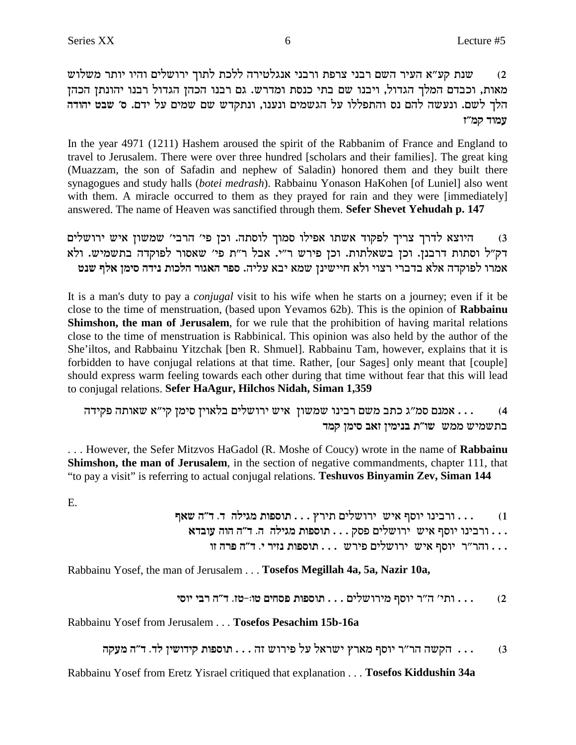2) שנת קע"א העיר השם רבני צרפת ורבני אנגלטירה ללכת לתוך ירושלים והיו יותר משלוש מאות, וכבדם המלך הגדול, ויבנו שם בתי כנסת ומדרש. גם רבנו הכהן הגדול רבנו יהונתן הכהן הלך לשם. ונעשה להם נס והתפללו על הגשמים ונענו, ונתקדש שם שמים על ידם. ס' שבט יהודה עמוד קמ"ז

In the year 4971 (1211) Hashem aroused the spirit of the Rabbanim of France and England to travel to Jerusalem. There were over three hundred [scholars and their families]. The great king (Muazzam, the son of Safadin and nephew of Saladin) honored them and they built there synagogues and study halls (*botei medrash*). Rabbainu Yonason HaKohen [of Luniel] also went with them. A miracle occurred to them as they prayed for rain and they were [immediately] answered. The name of Heaven was sanctified through them. **Sefer Shevet Yehudah p. 147**

3) היוצא לדרך צריך לפקוד אשתו אפילו סמוך לוסתה. וכן פי' הרבי' שמשון איש ירושלים דק"ל וסתות דרבנן. וכן בשאלתות. וכן פירש ר"י. אבל ר"ת פי' שאסור לפוקדה בתשמיש. ולא אמרו לפוקדה אלא בדברי רצוי ולא חיישינן שמא יבא עליה. **ספר האגור הלכות נידה סימן אלף שנט**

It is a man's duty to pay a *conjugal* visit to his wife when he starts on a journey; even if it be close to the time of menstruation, (based upon Yevamos 62b). This is the opinion of **Rabbainu Shimshon, the man of Jerusalem**, for we rule that the prohibition of having marital relations close to the time of menstruation is Rabbinical. This opinion was also held by the author of the She'iltos, and Rabbainu Yitzchak [ben R. Shmuel]. Rabbainu Tam, however, explains that it is forbidden to have conjugal relations at that time. Rather, [our Sages] only meant that [couple] should express warm feeling towards each other during that time without fear that this will lead to conjugal relations. **Sefer HaAgur, Hilchos Nidah, Siman 1,359**

4) . . . אמנם סמ"ג כתב משם רבינו שמשון איש ירושלים בלאוין סימן קי"א שאותה פקידה בתשמיש ממש **שו"ת בנימין זאב סימן קמד**

. . . However, the Sefer Mitzvos HaGadol (R. Moshe of Coucy) wrote in the name of **Rabbainu Shimshon, the man of Jerusalem**, in the section of negative commandments, chapter 111, that "to pay a visit" is referring to actual conjugal relations. **Teshuvos Binyamin Zev, Siman 144**

E.

1) . . . ורבינו יוסף איש ירושלים תירץ . . . **תוספות מגילה ד. ד"ה שאף**
. . . ורבינו יוסף איש ירושלים פסק . . . **תוספות מגילה ה. ד"ה הוה עובדא**
. . . והר"ר יוסף איש ירושלים פירש . . . **תוספות נזיר י. ד"ה פרה זו**

Rabbainu Yosef, the man of Jerusalem . . . **Tosefos Megillah 4a, 5a, Nazir 10a,**

2) . . . ותי' ה"ר יוסף מירושלים . . . **תוספות פסחים טו:-טז. ד"ה רבי יוסי**

Rabbainu Yosef from Jerusalem . . . **Tosefos Pesachim 15b-16a**

3) . . . הקשה הר"ר יוסף מארץ ישראל על פירוש זה . . . **תוספות קידושין לד. ד"ה מעקה**

Rabbainu Yosef from Eretz Yisrael critiqued that explanation . . . **Tosefos Kiddushin 34a**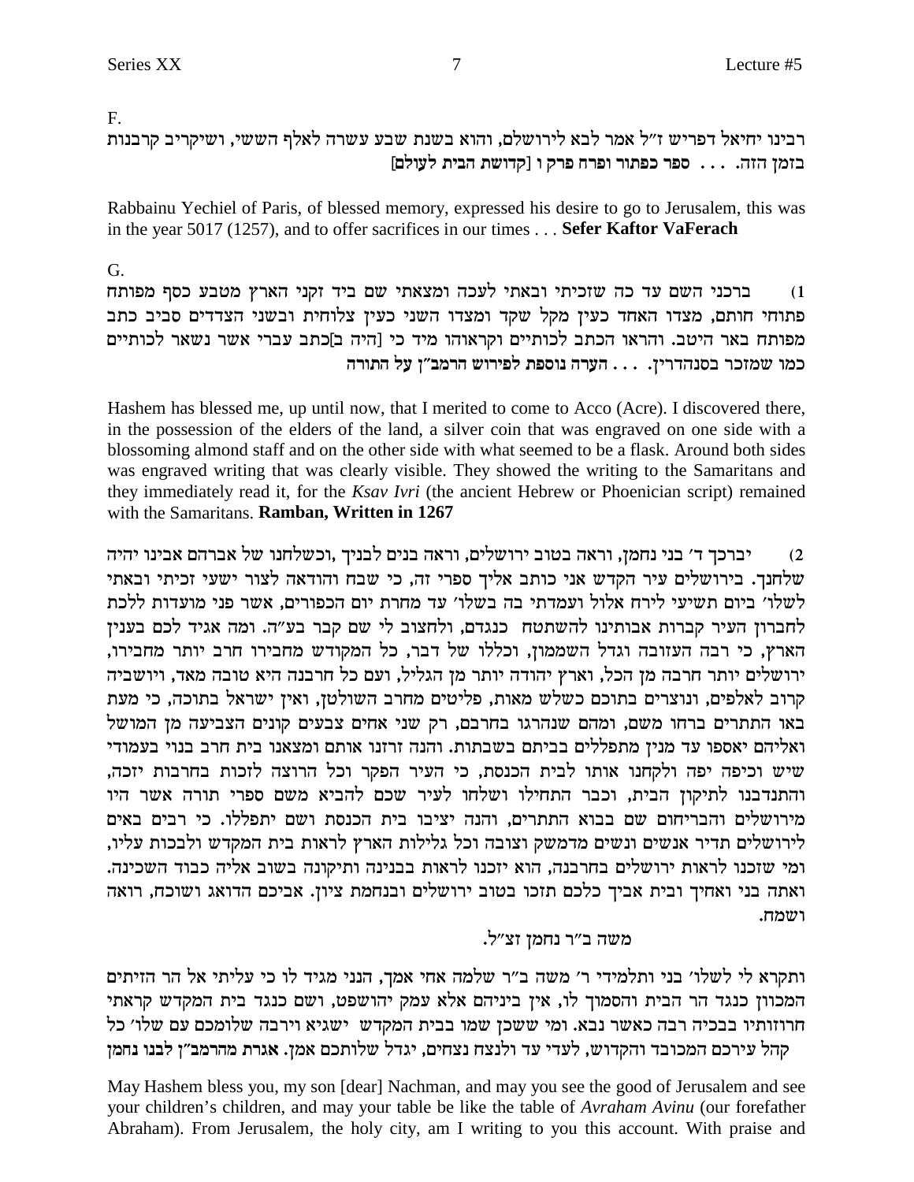F.

רבינו יחיאל דפריש ז"ל אמר לבא לירושלם, והוא בשנת שבע עשרה לאלף הששי, ושיקריב קרבנות בזמן הזה. . . . ספר כפתור ופרח פרק ו [קדושת הבית לעולם]

Rabbainu Yechiel of Paris, of blessed memory, expressed his desire to go to Jerusalem, this was in the year 5017 (1257), and to offer sacrifices in our times . . . **Sefer Kaftor VaFerach**

G.

1) ברכני השם עד כה שזכיתי ובאתי לעכה ומצאתי שם ביד זקני הארץ מטבע כסף מפותח פתוחי חותם, מצדו האחד כעין מקל שקד ומצדו השני כעין צלוחית ובשני הצדדים סביב כתב מפותח באר היטב. והראו הכתב לכותיים וקראוהו מיד כי [היה ב]כתב עברי אשר נשאר לכותיים כמו שמזכר בסנהדרין. . . . הערה נוספת לפירוש הרמב"ן על התורה

Hashem has blessed me, up until now, that I merited to come to Acco (Acre). I discovered there, in the possession of the elders of the land, a silver coin that was engraved on one side with a blossoming almond staff and on the other side with what seemed to be a flask. Around both sides was engraved writing that was clearly visible. They showed the writing to the Samaritans and they immediately read it, for the *Ksav Ivri* (the ancient Hebrew or Phoenician script) remained with the Samaritans. **Ramban, Written in 1267**

2) יברכך ד' בני נחמן, וראה בטוב ירושלים, וראה בנים לבניך ,וכשלחנו של אברהם אבינו יהיה שלחנך. בירושלים עיר הקדש אני כותב אליך ספרי זה, כי שבח והודאה לצור ישעי זכיתי ובאתי לשלו' ביום תשיעי לירח אלול ועמדתי בה בשלו' עד מחרת יום הכפורים, אשר פני מועדות ללכת לחברון העיר קברות אבותינו להשתטח כנגדם, ולחצוב לי שם קבר בע"ה. ומה אגיד לכם בענין הארץ, כי רבה העזובה וגדל השממון, וכללו של דבר, כל המקודש מחבירו חרב יותר מחבירו, ירושלים יותר חרבה מן הכל, וארץ יהודה יותר מן הגליל, ועם כל חרבנה היא טובה מאד, ויושביה קרוב לאלפים, ונוצרים בתוכם כשלש מאות, פליטים מחרב השולטן, ואין ישראל בתוכה, כי מעת באו התתרים ברחו משם, ומהם שנהרגו בחרבם, רק שני אחים צבעים קונים הצביעה מן המושל ואליהם יאספו עד מנין מתפללים בביתם בשבתות. והנה זרזנו אותם ומצאנו בית חרב בנוי בעמודי שיש וכיפה יפה ולקחנו אותו לבית הכנסת, כי העיר הפקר וכל הרוצה לזכות בחרבות יזכה, והתנדבנו לתיקון הבית, וכבר התחילו ושלחו לעיר שכם להביא משם ספרי תורה אשר היו מירושלים והבריחום שם בבוא התתרים, והנה יציבו בית הכנסת ושם יתפללו. כי רבים באים לירושלים תדיר אנשים ונשים מדמשק וצובה וכל גלילות הארץ לראות בית המקדש ולבכות עליו, ומי שזכנו לראות ירושלים בחרבנה, הוא יזכנו לראות בבנינה ותיקונה בשוב אליה כבוד השכינה. ואתה בני ואחיך ובית אביך כלכם תזכו בטוב ירושלים ובנחמת ציון. אביכם הדואג ושוכח, רואה ושמח.

משה ב"ר נחמן זצ"ל.

ותקרא לי לשלו' בני ותלמידי ר' משה ב"ר שלמה אחי אמך, הנני מגיד לו כי עליתי אל הר הזיתים המכוון כנגד הר הבית והסמוך לו, אין ביניהם אלא עמק יהושפט, ושם כנגד בית המקדש קראתי חרוזותיו בבכיה רבה כאשר נבא. ומי ששכן שמו בבית המקדש ישגיא וירבה שלומכם עם שלו' כל קהל עירכם המכובד והקדוש, לעדי עד ולנצח נצחים, יגדל שלותכם אמן. אגרת מהרמב"ן לבנו נחמן

May Hashem bless you, my son [dear] Nachman, and may you see the good of Jerusalem and see your children's children, and may your table be like the table of *Avraham Avinu* (our forefather Abraham). From Jerusalem, the holy city, am I writing to you this account. With praise and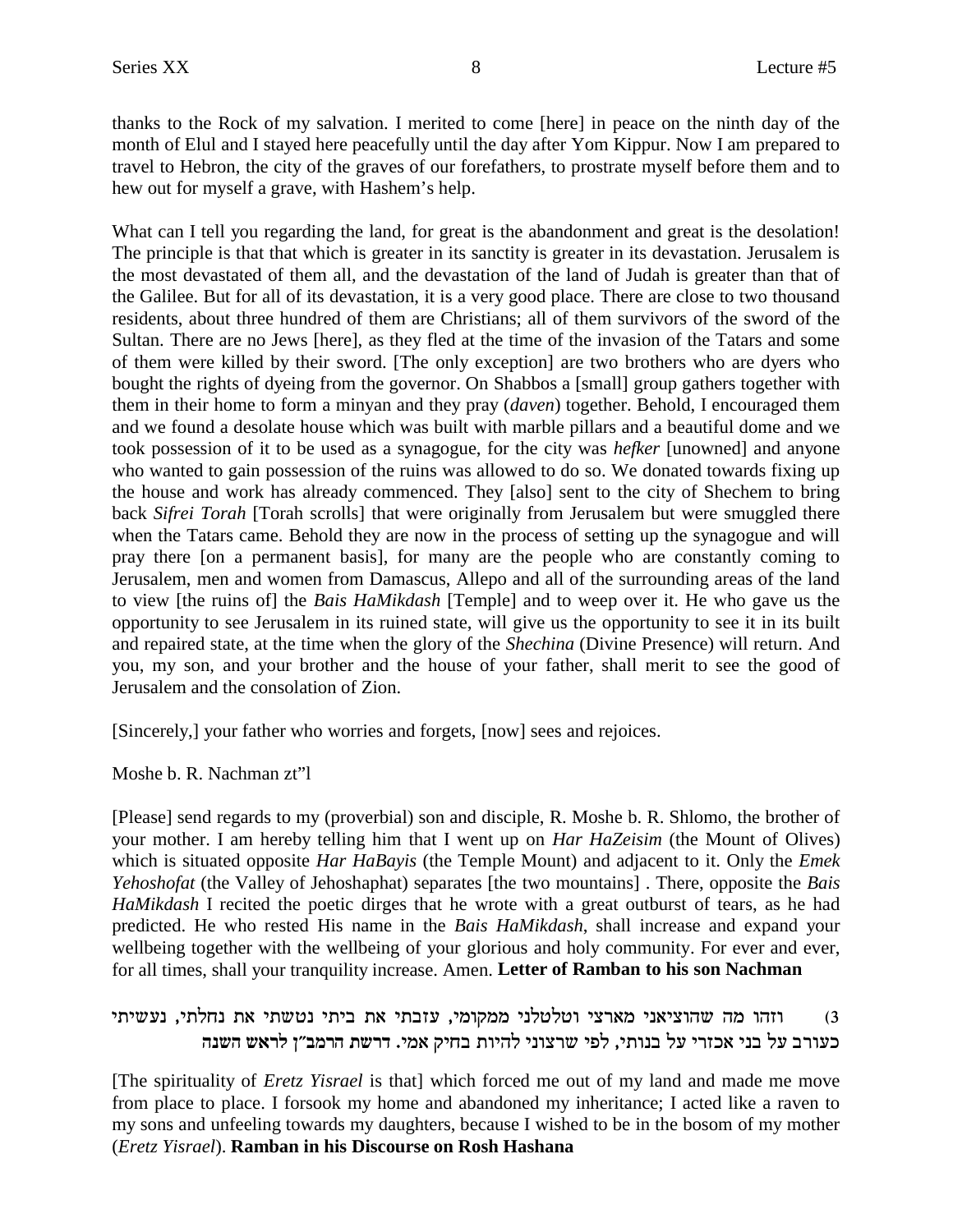thanks to the Rock of my salvation. I merited to come [here] in peace on the ninth day of the month of Elul and I stayed here peacefully until the day after Yom Kippur. Now I am prepared to travel to Hebron, the city of the graves of our forefathers, to prostrate myself before them and to hew out for myself a grave, with Hashem's help.

What can I tell you regarding the land, for great is the abandonment and great is the desolation! The principle is that that which is greater in its sanctity is greater in its devastation. Jerusalem is the most devastated of them all, and the devastation of the land of Judah is greater than that of the Galilee. But for all of its devastation, it is a very good place. There are close to two thousand residents, about three hundred of them are Christians; all of them survivors of the sword of the Sultan. There are no Jews [here], as they fled at the time of the invasion of the Tatars and some of them were killed by their sword. [The only exception] are two brothers who are dyers who bought the rights of dyeing from the governor. On Shabbos a [small] group gathers together with them in their home to form a minyan and they pray (*daven*) together. Behold, I encouraged them and we found a desolate house which was built with marble pillars and a beautiful dome and we took possession of it to be used as a synagogue, for the city was *hefker* [unowned] and anyone who wanted to gain possession of the ruins was allowed to do so. We donated towards fixing up the house and work has already commenced. They [also] sent to the city of Shechem to bring back *Sifrei Torah* [Torah scrolls] that were originally from Jerusalem but were smuggled there when the Tatars came. Behold they are now in the process of setting up the synagogue and will pray there [on a permanent basis], for many are the people who are constantly coming to Jerusalem, men and women from Damascus, Allepo and all of the surrounding areas of the land to view [the ruins of] the *Bais HaMikdash* [Temple] and to weep over it. He who gave us the opportunity to see Jerusalem in its ruined state, will give us the opportunity to see it in its built and repaired state, at the time when the glory of the *Shechina* (Divine Presence) will return. And you, my son, and your brother and the house of your father, shall merit to see the good of Jerusalem and the consolation of Zion.

[Sincerely,] your father who worries and forgets, [now] sees and rejoices.

Moshe b. R. Nachman zt"l

[Please] send regards to my (proverbial) son and disciple, R. Moshe b. R. Shlomo, the brother of your mother. I am hereby telling him that I went up on *Har HaZeisim* (the Mount of Olives) which is situated opposite *Har HaBayis* (the Temple Mount) and adjacent to it. Only the *Emek Yehoshofat* (the Valley of Jehoshaphat) separates [the two mountains] . There, opposite the *Bais HaMikdash* I recited the poetic dirges that he wrote with a great outburst of tears, as he had predicted. He who rested His name in the *Bais HaMikdash*, shall increase and expand your wellbeing together with the wellbeing of your glorious and holy community. For ever and ever, for all times, shall your tranquility increase. Amen. **Letter of Ramban to his son Nachman**

3) וזהו מה שהוציאני מארצי וטלטלני ממקומי, עזבתי את ביתי נטשתי את נחלתי, נעשיתי כעורב על בני אכזרי על בנותי, לפי שרצוני להיות בחיק אמי. **דרשת הרמב"ן לראש השנה**

[The spirituality of *Eretz Yisrael* is that] which forced me out of my land and made me move from place to place. I forsook my home and abandoned my inheritance; I acted like a raven to my sons and unfeeling towards my daughters, because I wished to be in the bosom of my mother (*Eretz Yisrael*). **Ramban in his Discourse on Rosh Hashana**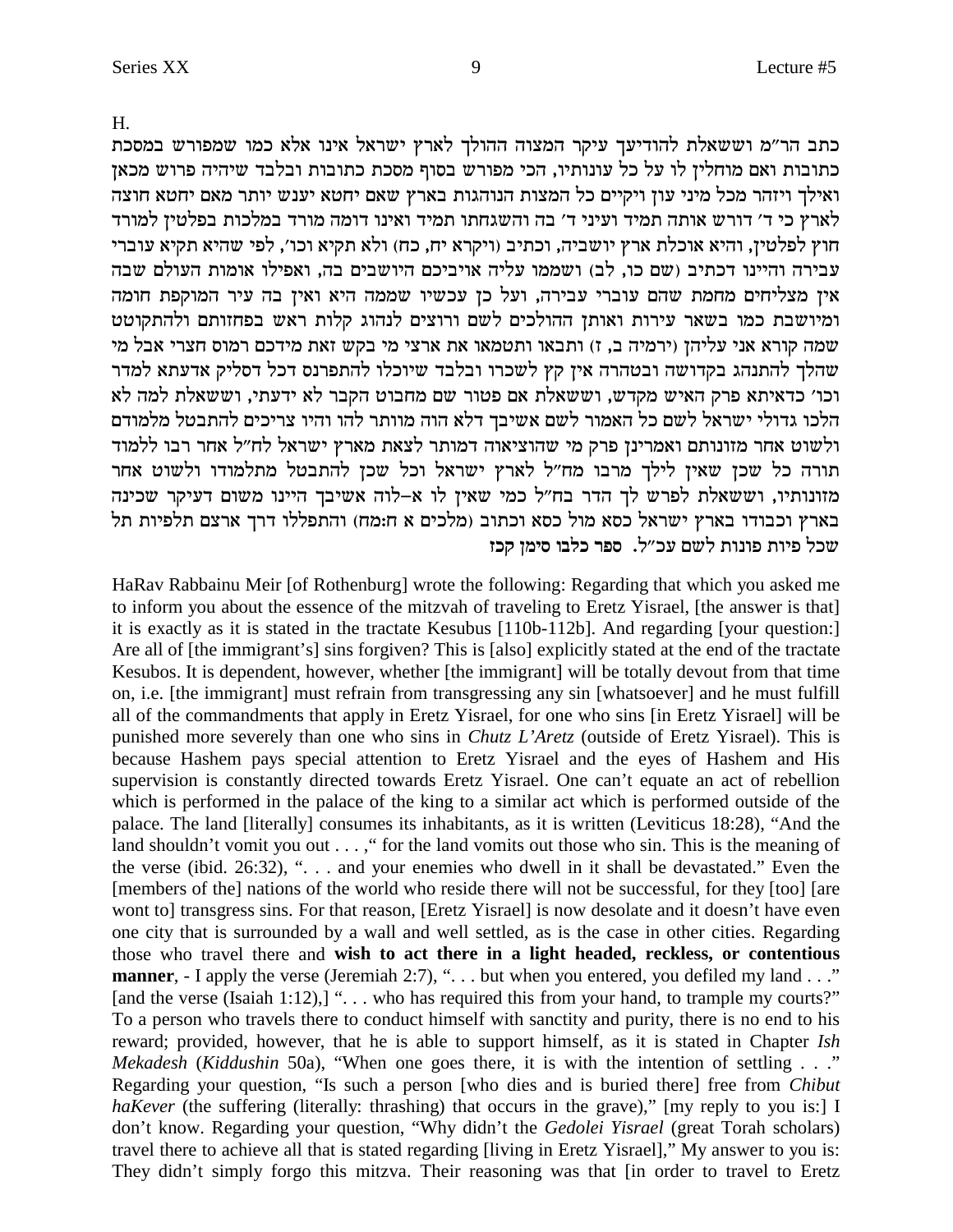H.

כתב הר"מ וששאלת להודיעך עיקר המצוה ההולך לארץ ישראל אינו אלא כמו שמפורש במסכת כתובות ואם מוחלין לו על כל עונותיו, הכי מפורש בסוף מסכת כתובות ובלבד שיהיה פרוש מכאן ואילך ויזהר מכל מיני עון ויקיים כל המצות הנוהגות בארץ שאם יחטא יענש יותר מאם יחטא חוצה לארץ כי ד' דורש אותה תמיד ועיני ד' בה והשגחתו תמיד ואינו דומה מורד במלכות בפלטין למורד חוץ לפלטין, והיא אוכלת ארץ יושביה, וכתיב (ויקרא יח, כח) ולא תקיא וכו', לפי שהיא תקיא עוברי עבירה והיינו דכתיב (שם כו, לב) ושממו עליה אויביכם היושבים בה, ואפילו אומות העולם שבה אין מצליחים מחמת שהם עוברי עבירה, ועל כן עכשיו שממה היא ואין בה עיר המוקפת חומה ומיושבת כמו בשאר עירות ואותן ההולכים לשם ורוצים לנהוג קלות ראש בפחזותם ולהתקוטט שמה קורא אני עליהן (ירמיה ב, ז) ותבאו ותטמאו את ארצי מי בקש זאת מידכם רמוס חצרי אבל מי שהלך להתנהג בקדושה ובטהרה אין קץ לשכרו ובלבד שיוכלו להתפרנס דכל דסליק אדעתא למדר וכו' כדאיתא פרק האיש מקדש, וששאלת אם פטור שם מחבוט הקבר לא ידעתי, וששאלת למה לא הלכו גדולי ישראל לשם כל האמור לשם אשיבך דלא הוה מוותר להו והיו צריכים להתבטל מלמודם ולשוט אחר מזונותם ואמרינן פרק מי שהוציאוהו דמותר לצאת מארץ ישראל לח"ל אחר רבו ללמוד תורה כל שכן שאין לילך מרבו מח"ל לארץ ישראל וכל שכן להתבטל מתלמודו ולשוט אחר מזונותיו, וששאלת לפרש לך הדר בח"ל כמי שאין לו א–לוה אשיבך היינו משום דעיקר שכינה בארץ וכבודו בארץ ישראל כסא מול כסא וכתוב (מלכים א ח:מח) והתפללו דרך ארצם תלפיות תל שכל פיות פונות לשם עכ"ל. **ספר כלבו סימן קכז**

HaRav Rabbainu Meir [of Rothenburg] wrote the following: Regarding that which you asked me to inform you about the essence of the mitzvah of traveling to Eretz Yisrael, [the answer is that] it is exactly as it is stated in the tractate Kesubus [110b-112b]. And regarding [your question:] Are all of [the immigrant's] sins forgiven? This is [also] explicitly stated at the end of the tractate Kesubos. It is dependent, however, whether [the immigrant] will be totally devout from that time on, i.e. [the immigrant] must refrain from transgressing any sin [whatsoever] and he must fulfill all of the commandments that apply in Eretz Yisrael, for one who sins [in Eretz Yisrael] will be punished more severely than one who sins in *Chutz L'Aretz* (outside of Eretz Yisrael). This is because Hashem pays special attention to Eretz Yisrael and the eyes of Hashem and His supervision is constantly directed towards Eretz Yisrael. One can't equate an act of rebellion which is performed in the palace of the king to a similar act which is performed outside of the palace. The land [literally] consumes its inhabitants, as it is written (Leviticus 18:28), "And the land shouldn't vomit you out . . . ," for the land vomits out those who sin. This is the meaning of the verse (ibid. 26:32), ". . . and your enemies who dwell in it shall be devastated." Even the [members of the] nations of the world who reside there will not be successful, for they [too] [are wont to] transgress sins. For that reason, [Eretz Yisrael] is now desolate and it doesn't have even one city that is surrounded by a wall and well settled, as is the case in other cities. Regarding those who travel there and **wish to act there in a light headed, reckless, or contentious manner**, - I apply the verse (Jeremiah 2:7), ". . . but when you entered, you defiled my land . . ." [and the verse (Isaiah 1:12),] ". . . who has required this from your hand, to trample my courts?" To a person who travels there to conduct himself with sanctity and purity, there is no end to his reward; provided, however, that he is able to support himself, as it is stated in Chapter *Ish Mekadesh* (*Kiddushin* 50a), "When one goes there, it is with the intention of settling . . ." Regarding your question, "Is such a person [who dies and is buried there] free from *Chibut haKever* (the suffering (literally: thrashing) that occurs in the grave)," [my reply to you is:] I don't know. Regarding your question, "Why didn't the *Gedolei Yisrael* (great Torah scholars) travel there to achieve all that is stated regarding [living in Eretz Yisrael]," My answer to you is: They didn't simply forgo this mitzva. Their reasoning was that [in order to travel to Eretz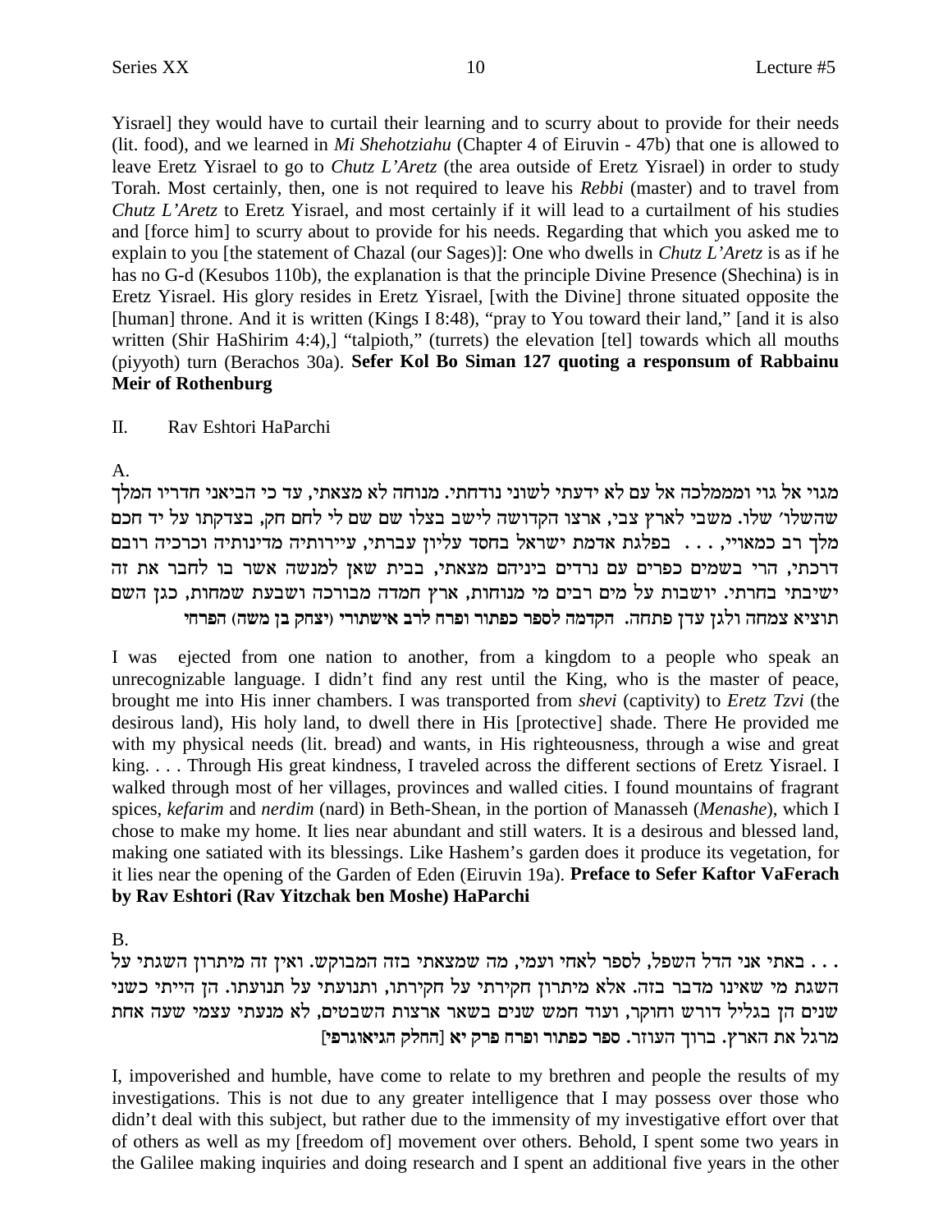Yisrael] they would have to curtail their learning and to scurry about to provide for their needs (lit. food), and we learned in *Mi Shehotziahu* (Chapter 4 of Eiruvin - 47b) that one is allowed to leave Eretz Yisrael to go to *Chutz L'Aretz* (the area outside of Eretz Yisrael) in order to study Torah. Most certainly, then, one is not required to leave his *Rebbi* (master) and to travel from *Chutz L'Aretz* to Eretz Yisrael, and most certainly if it will lead to a curtailment of his studies and [force him] to scurry about to provide for his needs. Regarding that which you asked me to explain to you [the statement of Chazal (our Sages)]: One who dwells in *Chutz L'Aretz* is as if he has no G-d (Kesubos 110b), the explanation is that the principle Divine Presence (Shechina) is in Eretz Yisrael. His glory resides in Eretz Yisrael, [with the Divine] throne situated opposite the [human] throne. And it is written (Kings I 8:48), "pray to You toward their land," [and it is also written (Shir HaShirim 4:4),] "talpioth," (turrets) the elevation [tel] towards which all mouths (piyyoth) turn (Berachos 30a). **Sefer Kol Bo Siman 127 quoting a responsum of Rabbainu Meir of Rothenburg**

II. Rav Eshtori HaParchi

A.

מגוי אל גוי וממלכה אל עם לא ידעתי לשוני נודחתי. מנוחה לא מצאתי, עד כי הביאני חדריו המלך שהשלו' שלו. משבי לארץ צבי, ארצו הקדושה לישב בצלו שם שם לי לחם חק, בצדקתו על יד חכם מלך רב כמאויי, . . . בפלגת אדמת ישראל בחסד עליון עברתי, עיירותיה מדינותיה וכרכיה רובם דרכתי, הרי בשמים כפרים עם נרדים ביניהם מצאתי, בבית שאן למנשה אשר בו לחבר את זה ישיבתי בחרתי. יושבות על מים רבים מי מנוחות, ארץ חמדה מבורכה ושבעת שמחות, כגן השם תוציא צמחה ולגן עדן פתחה. **הקדמה לספר כפתור ופרח לרב אישתורי (יצחק בן משה) הפרחי**

I was ejected from one nation to another, from a kingdom to a people who speak an unrecognizable language. I didn't find any rest until the King, who is the master of peace, brought me into His inner chambers. I was transported from *shevi* (captivity) to *Eretz Tzvi* (the desirous land), His holy land, to dwell there in His [protective] shade. There He provided me with my physical needs (lit. bread) and wants, in His righteousness, through a wise and great king. . . . Through His great kindness, I traveled across the different sections of Eretz Yisrael. I walked through most of her villages, provinces and walled cities. I found mountains of fragrant spices, *kefarim* and *nerdim* (nard) in Beth-Shean, in the portion of Manasseh (*Menashe*), which I chose to make my home. It lies near abundant and still waters. It is a desirous and blessed land, making one satiated with its blessings. Like Hashem's garden does it produce its vegetation, for it lies near the opening of the Garden of Eden (Eiruvin 19a). **Preface to Sefer Kaftor VaFerach by Rav Eshtori (Rav Yitzchak ben Moshe) HaParchi**

B.

. . . באתי אני הדל השפל, לספר לאחי ועמי, מה שמצאתי בזה המבוקש. ואין זה מיתרון השגתי על השגת מי שאינו מדבר בזה. אלא מיתרון חקירתי על חקירתו, ותנועתי על תנועתו. הן הייתי כשני שנים הן בגליל דורש וחוקר, ועוד חמש שנים בשאר ארצות השבטים, לא מנעתי עצמי שעה אחת מרגל את הארץ. ברוך העוזר. **ספר כפתור ופרח פרק יא [החלק הגיאוגרפי]**

I, impoverished and humble, have come to relate to my brethren and people the results of my investigations. This is not due to any greater intelligence that I may possess over those who didn't deal with this subject, but rather due to the immensity of my investigative effort over that of others as well as my [freedom of] movement over others. Behold, I spent some two years in the Galilee making inquiries and doing research and I spent an additional five years in the other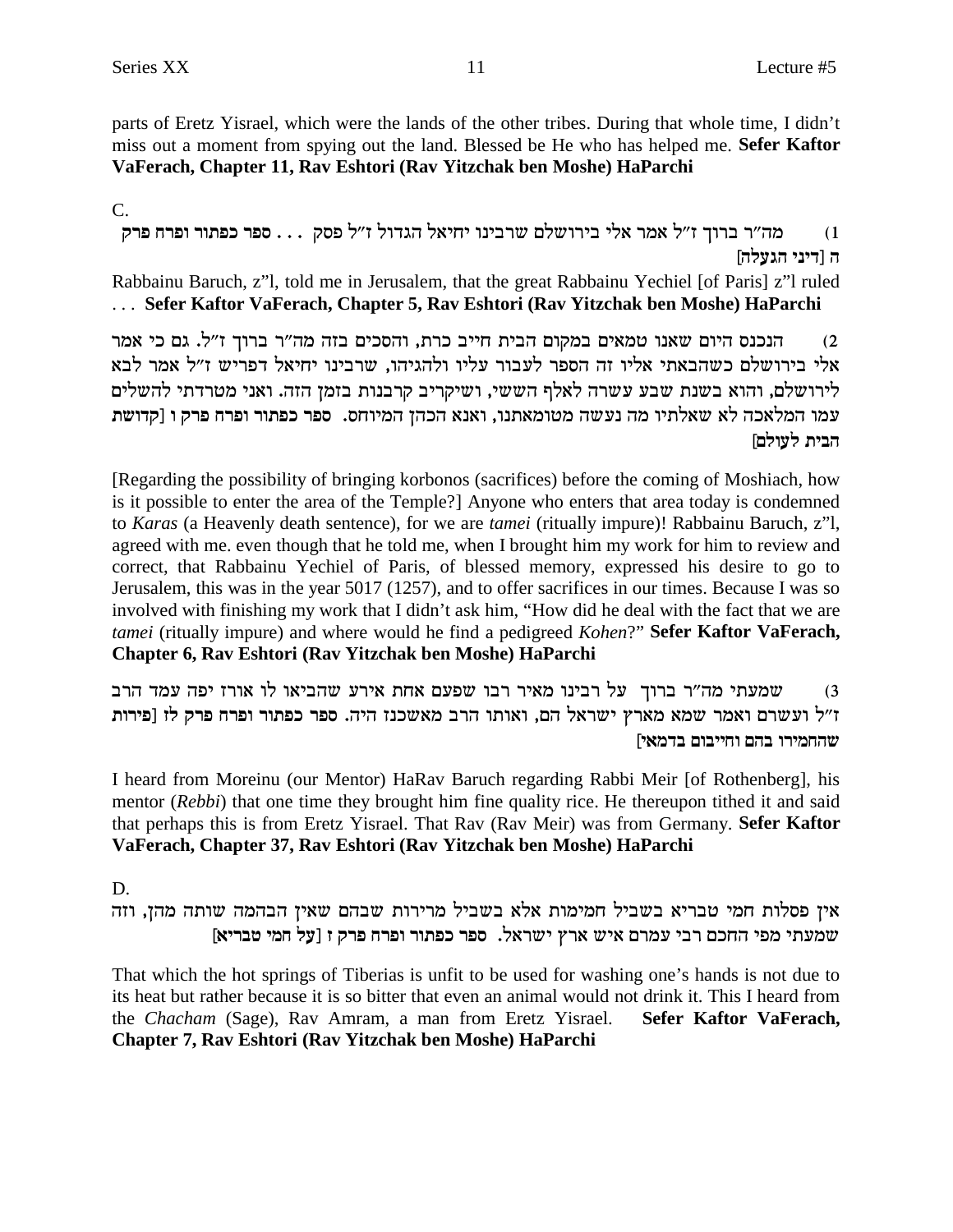parts of Eretz Yisrael, which were the lands of the other tribes. During that whole time, I didn't miss out a moment from spying out the land. Blessed be He who has helped me. **Sefer Kaftor VaFerach, Chapter 11, Rav Eshtori (Rav Yitzchak ben Moshe) HaParchi**

C.

1) מה"ר ברוך ז"ל אמר אלי בירושלם שרבינו יחיאל הגדול ז"ל פסק . . . **ספר כפתור ופרח פרק ה [דיני הגעלה]**

Rabbainu Baruch, z"l, told me in Jerusalem, that the great Rabbainu Yechiel [of Paris] z"l ruled . . . **Sefer Kaftor VaFerach, Chapter 5, Rav Eshtori (Rav Yitzchak ben Moshe) HaParchi**

2) הנכנס היום שאנו טמאים במקום הבית חייב כרת, והסכים בזה מה"ר ברוך ז"ל. גם כי אמר אלי בירושלם כשהבאתי אליו זה הספר לעבור עליו ולהגיהו, שרבינו יחיאל דפריש ז"ל אמר לבא לירושלם, והוא בשנת שבע עשרה לאלף הששי, ושיקריב קרבנות בזמן הזה. ואני מטרדתי להשלים עמו המלאכה לא שאלתיו מה נעשה מטומאתנו, ואנא הכהן המיוחס. **ספר כפתור ופרח פרק ו [קדושת הבית לעולם]**

[Regarding the possibility of bringing korbonos (sacrifices) before the coming of Moshiach, how is it possible to enter the area of the Temple?] Anyone who enters that area today is condemned to *Karas* (a Heavenly death sentence), for we are *tamei* (ritually impure)! Rabbainu Baruch, z"l, agreed with me. even though that he told me, when I brought him my work for him to review and correct, that Rabbainu Yechiel of Paris, of blessed memory, expressed his desire to go to Jerusalem, this was in the year 5017 (1257), and to offer sacrifices in our times. Because I was so involved with finishing my work that I didn't ask him, "How did he deal with the fact that we are *tamei* (ritually impure) and where would he find a pedigreed *Kohen*?" **Sefer Kaftor VaFerach, Chapter 6, Rav Eshtori (Rav Yitzchak ben Moshe) HaParchi**

3) שמעתי מה"ר ברוך על רבינו מאיר רבו שפעם אחת אירע שהביאו לו אורז יפה עמד הרב ז"ל ועשרם ואמר שמא מארץ ישראל הם, ואותו הרב מאשכנז היה. **ספר כפתור ופרח פרק לז [פירות שהחמירו בהם וחייבום בדמאי]**

I heard from Moreinu (our Mentor) HaRav Baruch regarding Rabbi Meir [of Rothenberg], his mentor (*Rebbi*) that one time they brought him fine quality rice. He thereupon tithed it and said that perhaps this is from Eretz Yisrael. That Rav (Rav Meir) was from Germany. **Sefer Kaftor VaFerach, Chapter 37, Rav Eshtori (Rav Yitzchak ben Moshe) HaParchi**

D.

אין פסלות חמי טבריא בשביל חמימות אלא בשביל מרירות שבהם שאין הבהמה שותה מהן, וזה שמעתי מפי החכם רבי עמרם איש ארץ ישראל. **ספר כפתור ופרח פרק ז [על חמי טבריא]**

That which the hot springs of Tiberias is unfit to be used for washing one's hands is not due to its heat but rather because it is so bitter that even an animal would not drink it. This I heard from the *Chacham* (Sage), Rav Amram, a man from Eretz Yisrael. **Sefer Kaftor VaFerach, Chapter 7, Rav Eshtori (Rav Yitzchak ben Moshe) HaParchi**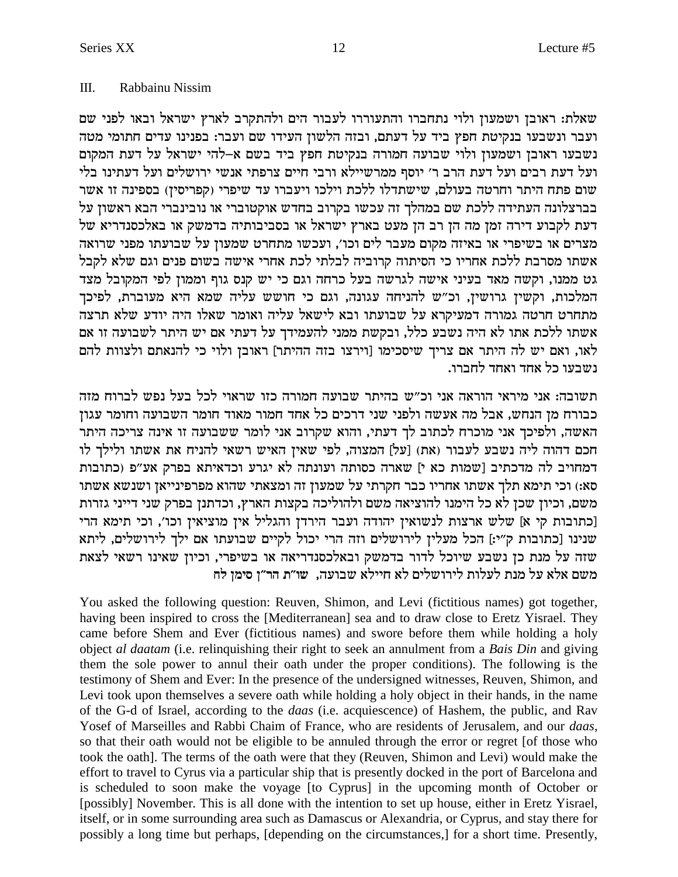## III. Rabbainu Nissim

שאלת: ראובן ושמעון ולוי נתחברו והתעוררו לעבור הים ולהתקרב לארץ ישראל ובאו לפני שם ועבר ונשבעו בנקיטת חפץ ביד על דעתם, ובזה הלשון העידו שם ועבר: בפנינו עדים חתומי מטה נשבעו ראובן ושמעון ולוי שבועה חמורה בנקיטת חפץ ביד בשם א–להי ישראל על דעת המקום ועל דעת רבים ועל דעת הרב ר' יוסף ממרשיילא ורבי חיים צרפתי אנשי ירושלים ועל דעתינו בלי שום פתח היתר וחרטה בעולם, שישתדלו ללכת וילכו ויעברו עד שיפרי (קפריסין) בספינה זו אשר בברצלונה העתידה ללכת שם במהלך זה עכשו בקרוב בחדש אוקטוברי או נובינברי הבא ראשון על דעת לקבוע דירה זמן מה הן רב הן מעט בארץ ישראל או בסביבותיה בדמשק או באלכסנדריא של מצרים או בשיפרי או באיזה מקום מעבר לים וכו', ועכשו מתחרט שמעון על שבועתו מפני שרואה אשתו מסרבת ללכת אחריו כי הסיתוה קרוביה לבלתי לכת אחרי אישה בשום פנים וגם שלא לקבל גט ממנו, וקשה מאד בעיני אישה לגרשה בעל כרחה וגם כי יש קנס גוף וממון לפי המקובל מצד המלכות, וקשין גרושין, וכ"ש להניחה עגונה, וגם כי חושש עליה שמא היא מעוברת, לפיכך מתחרט חרטה גמורה דמעיקרא על שבועתו ובא לישאל עליה ואומר שאלו היה יודע שלא תרצה אשתו ללכת אתו לא היה נשבע כלל, ובקשת ממני להעמידך על דעתי אם יש היתר לשבועה זו אם לאו, ואם יש לה היתר אם צריך שיסכימו [וירצו בזה ההיתר] ראובן ולוי כי להנאתם ולצוות להם נשבעו כל אחד ואחד לחברו.

תשובה: אני מיראי הוראה אני וכ"ש בהיתר שבועה חמורה כזו שראוי לכל בעל נפש לברוח מזה כבורח מן הנחש, אבל מה אעשה ולפני שני דרכים כל אחד חמור מאוד חומר השבועה וחומר עגון האשה, ולפיכך אני מוכרח לכתוב לך דעתי, והוא שקרוב אני לומר ששבועה זו אינה צריכה היתר חכם דהוה ליה נשבע לעבור (את) [על] המצוה, לפי שאין האיש רשאי להניח את אשתו ולילך לו דמחויב לה מדכתיב [שמות כא י] שארה כסותה ועונתה לא יגרע וכדאיתא בפרק אע"פ (כתובות סא:) וכי תימא תלך אשתו אחריו כבר חקרתי על שמעון זה ומצאתי שהוא מפרפינייאן ושנשא אשתו משם, וכיון שכן לא כל הימנו להוציאה משם ולהוליכה בקצות הארץ, וכדתנן בפרק שני דייני גזרות [כתובות קי א] שלש ארצות לנשואין יהודה ועבר הירדן והגליל אין מוציאין וכו', וכי תימא הרי שנינו [כתובות ק"י:] הכל מעלין לירושלים וזה הרי יכול לקיים שבועתו אם ילך לירושלים, ליתא שזה על מנת כן נשבע שיוכל לדור בדמשק ובאלכסנדריאה או בשיפרי, וכיון שאינו רשאי לצאת משם אלא על מנת לעלות לירושלים לא חיילא שבועה, שו"ת הר"ן סימן לח

You asked the following question: Reuven, Shimon, and Levi (fictitious names) got together, having been inspired to cross the [Mediterranean] sea and to draw close to Eretz Yisrael. They came before Shem and Ever (fictitious names) and swore before them while holding a holy object *al daatam* (i.e. relinquishing their right to seek an annulment from a *Bais Din* and giving them the sole power to annul their oath under the proper conditions). The following is the testimony of Shem and Ever: In the presence of the undersigned witnesses, Reuven, Shimon, and Levi took upon themselves a severe oath while holding a holy object in their hands, in the name of the G-d of Israel, according to the *daas* (i.e. acquiescence) of Hashem, the public, and Rav Yosef of Marseilles and Rabbi Chaim of France, who are residents of Jerusalem, and our *daas*, so that their oath would not be eligible to be annuled through the error or regret [of those who took the oath]. The terms of the oath were that they (Reuven, Shimon and Levi) would make the effort to travel to Cyrus via a particular ship that is presently docked in the port of Barcelona and is scheduled to soon make the voyage [to Cyprus] in the upcoming month of October or [possibly] November. This is all done with the intention to set up house, either in Eretz Yisrael, itself, or in some surrounding area such as Damascus or Alexandria, or Cyprus, and stay there for possibly a long time but perhaps, [depending on the circumstances,] for a short time. Presently,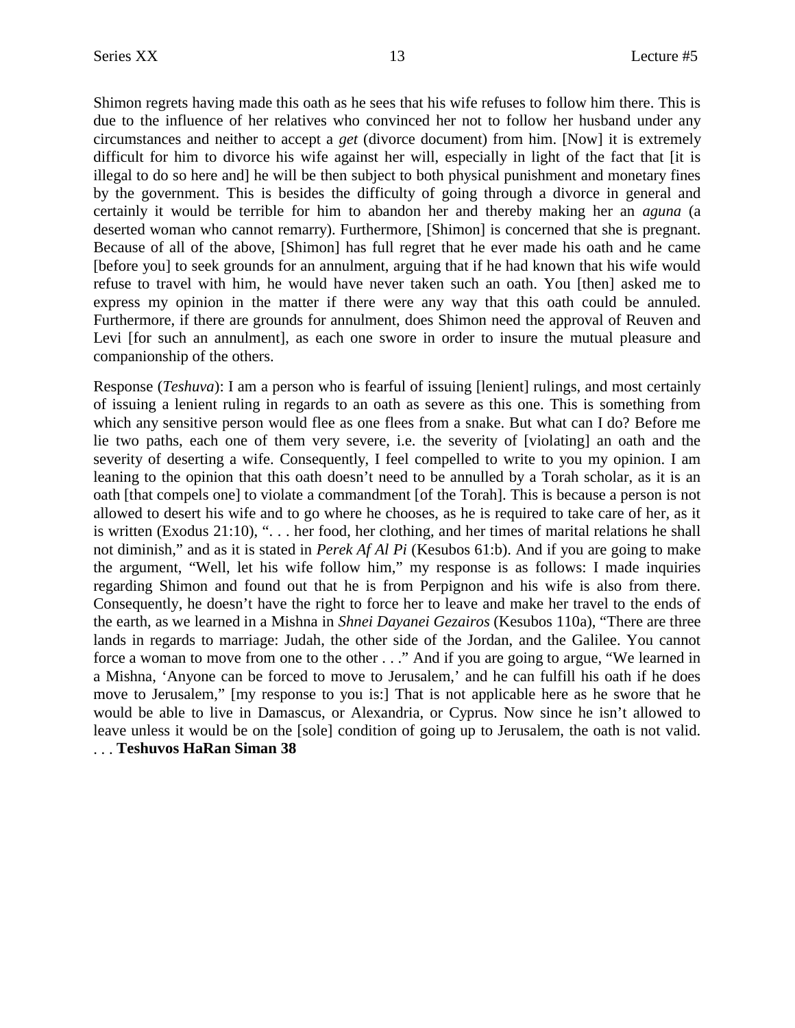Shimon regrets having made this oath as he sees that his wife refuses to follow him there. This is due to the influence of her relatives who convinced her not to follow her husband under any circumstances and neither to accept a *get* (divorce document) from him. [Now] it is extremely difficult for him to divorce his wife against her will, especially in light of the fact that [it is illegal to do so here and] he will be then subject to both physical punishment and monetary fines by the government. This is besides the difficulty of going through a divorce in general and certainly it would be terrible for him to abandon her and thereby making her an *aguna* (a deserted woman who cannot remarry). Furthermore, [Shimon] is concerned that she is pregnant. Because of all of the above, [Shimon] has full regret that he ever made his oath and he came [before you] to seek grounds for an annulment, arguing that if he had known that his wife would refuse to travel with him, he would have never taken such an oath. You [then] asked me to express my opinion in the matter if there were any way that this oath could be annuled. Furthermore, if there are grounds for annulment, does Shimon need the approval of Reuven and Levi [for such an annulment], as each one swore in order to insure the mutual pleasure and companionship of the others.

Response (*Teshuva*): I am a person who is fearful of issuing [lenient] rulings, and most certainly of issuing a lenient ruling in regards to an oath as severe as this one. This is something from which any sensitive person would flee as one flees from a snake. But what can I do? Before me lie two paths, each one of them very severe, i.e. the severity of [violating] an oath and the severity of deserting a wife. Consequently, I feel compelled to write to you my opinion. I am leaning to the opinion that this oath doesn't need to be annulled by a Torah scholar, as it is an oath [that compels one] to violate a commandment [of the Torah]. This is because a person is not allowed to desert his wife and to go where he chooses, as he is required to take care of her, as it is written (Exodus 21:10), ". . . her food, her clothing, and her times of marital relations he shall not diminish," and as it is stated in *Perek Af Al Pi* (Kesubos 61:b). And if you are going to make the argument, "Well, let his wife follow him," my response is as follows: I made inquiries regarding Shimon and found out that he is from Perpignon and his wife is also from there. Consequently, he doesn't have the right to force her to leave and make her travel to the ends of the earth, as we learned in a Mishna in *Shnei Dayanei Gezairos* (Kesubos 110a), "There are three lands in regards to marriage: Judah, the other side of the Jordan, and the Galilee. You cannot force a woman to move from one to the other . . ." And if you are going to argue, "We learned in a Mishna, 'Anyone can be forced to move to Jerusalem,' and he can fulfill his oath if he does move to Jerusalem," [my response to you is:] That is not applicable here as he swore that he would be able to live in Damascus, or Alexandria, or Cyprus. Now since he isn't allowed to leave unless it would be on the [sole] condition of going up to Jerusalem, the oath is not valid. . . . **Teshuvos HaRan Siman 38**